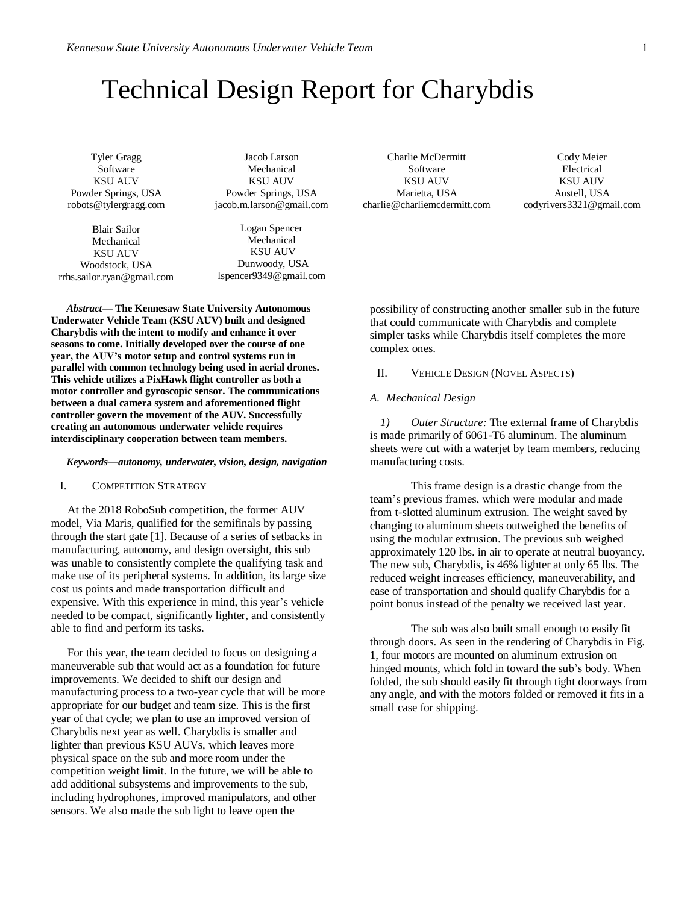# Technical Design Report for Charybdis

Tyler Gragg
Software
KSU AUV
Powder Springs, USA
robots@tylergragg.com

Jacob Larson
Mechanical
KSU AUV
Powder Springs, USA
jacob.m.larson@gmail.com

Charlie McDermitt
Software
KSU AUV
Marietta, USA
charlie@charliemcdermitt.com

Cody Meier
Electrical
KSU AUV
Austell, USA
codyrivers3321@gmail.com

Blair Sailor
Mechanical
KSU AUV
Woodstock, USA
rrhs.sailor.ryan@gmail.com

Logan Spencer
Mechanical
KSU AUV
Dunwoody, USA
lspencer9349@gmail.com

***Abstract*— The Kennesaw State University Autonomous Underwater Vehicle Team (KSU AUV) built and designed Charybdis with the intent to modify and enhance it over seasons to come. Initially developed over the course of one year, the AUV's motor setup and control systems run in parallel with common technology being used in aerial drones. This vehicle utilizes a PixHawk flight controller as both a motor controller and gyroscopic sensor. The communications between a dual camera system and aforementioned flight controller govern the movement of the AUV. Successfully creating an autonomous underwater vehicle requires interdisciplinary cooperation between team members.**

***Keywords—autonomy, underwater, vision, design, navigation***

## I. Competition Strategy

At the 2018 RoboSub competition, the former AUV model, Via Maris, qualified for the semifinals by passing through the start gate [1]. Because of a series of setbacks in manufacturing, autonomy, and design oversight, this sub was unable to consistently complete the qualifying task and make use of its peripheral systems. In addition, its large size cost us points and made transportation difficult and expensive. With this experience in mind, this year's vehicle needed to be compact, significantly lighter, and consistently able to find and perform its tasks.

For this year, the team decided to focus on designing a maneuverable sub that would act as a foundation for future improvements. We decided to shift our design and manufacturing process to a two-year cycle that will be more appropriate for our budget and team size. This is the first year of that cycle; we plan to use an improved version of Charybdis next year as well. Charybdis is smaller and lighter than previous KSU AUVs, which leaves more physical space on the sub and more room under the competition weight limit. In the future, we will be able to add additional subsystems and improvements to the sub, including hydrophones, improved manipulators, and other sensors. We also made the sub light to leave open the possibility of constructing another smaller sub in the future that could communicate with Charybdis and complete simpler tasks while Charybdis itself completes the more complex ones.

## II. Vehicle Design (Novel Aspects)

### *A. Mechanical Design*

*1) Outer Structure:* The external frame of Charybdis is made primarily of 6061-T6 aluminum. The aluminum sheets were cut with a waterjet by team members, reducing manufacturing costs.

This frame design is a drastic change from the team's previous frames, which were modular and made from t-slotted aluminum extrusion. The weight saved by changing to aluminum sheets outweighed the benefits of using the modular extrusion. The previous sub weighed approximately 120 lbs. in air to operate at neutral buoyancy. The new sub, Charybdis, is 46% lighter at only 65 lbs. The reduced weight increases efficiency, maneuverability, and ease of transportation and should qualify Charybdis for a point bonus instead of the penalty we received last year.

The sub was also built small enough to easily fit through doors. As seen in the rendering of Charybdis in Fig. 1, four motors are mounted on aluminum extrusion on hinged mounts, which fold in toward the sub's body. When folded, the sub should easily fit through tight doorways from any angle, and with the motors folded or removed it fits in a small case for shipping.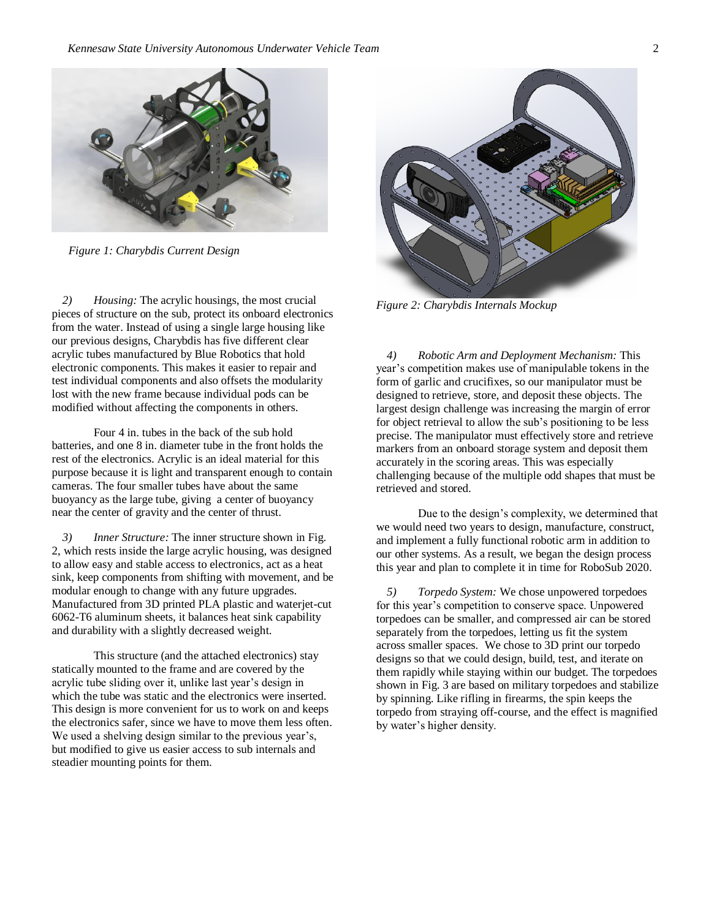*Figure 1: Charybdis Current Design*

*2) Housing:* The acrylic housings, the most crucial pieces of structure on the sub, protect its onboard electronics from the water. Instead of using a single large housing like our previous designs, Charybdis has five different clear acrylic tubes manufactured by Blue Robotics that hold electronic components. This makes it easier to repair and test individual components and also offsets the modularity lost with the new frame because individual pods can be modified without affecting the components in others.

Four 4 in. tubes in the back of the sub hold batteries, and one 8 in. diameter tube in the front holds the rest of the electronics. Acrylic is an ideal material for this purpose because it is light and transparent enough to contain cameras. The four smaller tubes have about the same buoyancy as the large tube, giving a center of buoyancy near the center of gravity and the center of thrust.

*3) Inner Structure:* The inner structure shown in Fig. 2, which rests inside the large acrylic housing, was designed to allow easy and stable access to electronics, act as a heat sink, keep components from shifting with movement, and be modular enough to change with any future upgrades. Manufactured from 3D printed PLA plastic and waterjet-cut 6062-T6 aluminum sheets, it balances heat sink capability and durability with a slightly decreased weight.

This structure (and the attached electronics) stay statically mounted to the frame and are covered by the acrylic tube sliding over it, unlike last year's design in which the tube was static and the electronics were inserted. This design is more convenient for us to work on and keeps the electronics safer, since we have to move them less often. We used a shelving design similar to the previous year's, but modified to give us easier access to sub internals and steadier mounting points for them.

*Figure 2: Charybdis Internals Mockup*

*4) Robotic Arm and Deployment Mechanism:* This year's competition makes use of manipulable tokens in the form of garlic and crucifixes, so our manipulator must be designed to retrieve, store, and deposit these objects. The largest design challenge was increasing the margin of error for object retrieval to allow the sub's positioning to be less precise. The manipulator must effectively store and retrieve markers from an onboard storage system and deposit them accurately in the scoring areas. This was especially challenging because of the multiple odd shapes that must be retrieved and stored.

Due to the design's complexity, we determined that we would need two years to design, manufacture, construct, and implement a fully functional robotic arm in addition to our other systems. As a result, we began the design process this year and plan to complete it in time for RoboSub 2020.

*5) Torpedo System:* We chose unpowered torpedoes for this year's competition to conserve space. Unpowered torpedoes can be smaller, and compressed air can be stored separately from the torpedoes, letting us fit the system across smaller spaces. We chose to 3D print our torpedo designs so that we could design, build, test, and iterate on them rapidly while staying within our budget. The torpedoes shown in Fig. 3 are based on military torpedoes and stabilize by spinning. Like rifling in firearms, the spin keeps the torpedo from straying off-course, and the effect is magnified by water's higher density.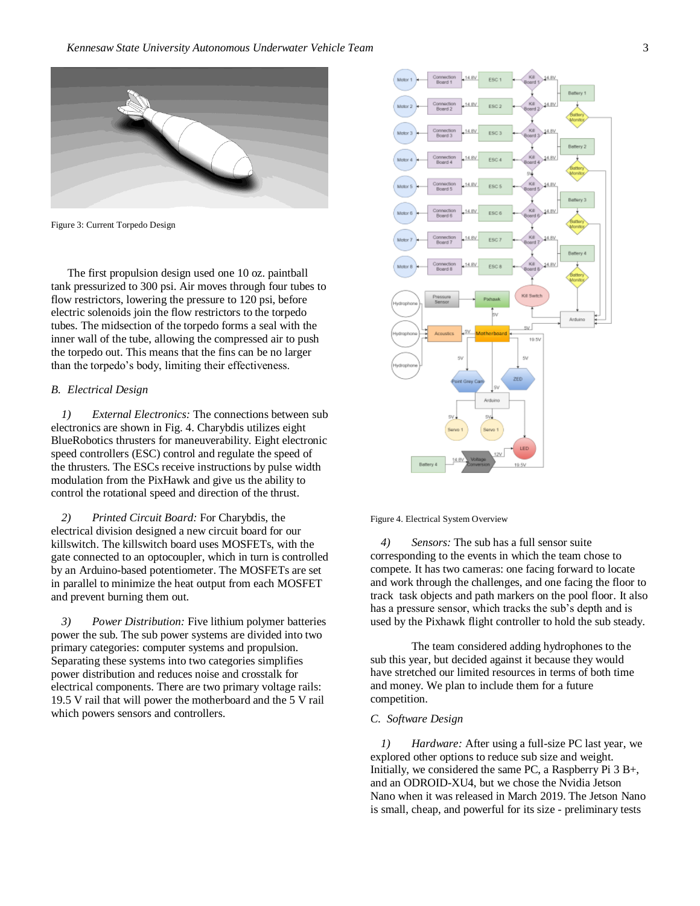Figure 3: Current Torpedo Design

The first propulsion design used one 10 oz. paintball tank pressurized to 300 psi. Air moves through four tubes to flow restrictors, lowering the pressure to 120 psi, before electric solenoids join the flow restrictors to the torpedo tubes. The midsection of the torpedo forms a seal with the inner wall of the tube, allowing the compressed air to push the torpedo out. This means that the fins can be no larger than the torpedo's body, limiting their effectiveness.

### B. *Electrical Design*

*1) External Electronics:* The connections between sub electronics are shown in Fig. 4. Charybdis utilizes eight BlueRobotics thrusters for maneuverability. Eight electronic speed controllers (ESC) control and regulate the speed of the thrusters. The ESCs receive instructions by pulse width modulation from the PixHawk and give us the ability to control the rotational speed and direction of the thrust.

*2) Printed Circuit Board:* For Charybdis, the electrical division designed a new circuit board for our killswitch. The killswitch board uses MOSFETs, with the gate connected to an optocoupler, which in turn is controlled by an Arduino-based potentiometer. The MOSFETs are set in parallel to minimize the heat output from each MOSFET and prevent burning them out.

*3) Power Distribution:* Five lithium polymer batteries power the sub. The sub power systems are divided into two primary categories: computer systems and propulsion. Separating these systems into two categories simplifies power distribution and reduces noise and crosstalk for electrical components. There are two primary voltage rails: 19.5 V rail that will power the motherboard and the 5 V rail which powers sensors and controllers.

Figure 4. Electrical System Overview

*4) Sensors:* The sub has a full sensor suite corresponding to the events in which the team chose to compete. It has two cameras: one facing forward to locate and work through the challenges, and one facing the floor to track task objects and path markers on the pool floor. It also has a pressure sensor, which tracks the sub's depth and is used by the Pixhawk flight controller to hold the sub steady.

The team considered adding hydrophones to the sub this year, but decided against it because they would have stretched our limited resources in terms of both time and money. We plan to include them for a future competition.

### C. *Software Design*

*1) Hardware:* After using a full-size PC last year, we explored other options to reduce sub size and weight. Initially, we considered the same PC, a Raspberry Pi 3 B+, and an ODROID-XU4, but we chose the Nvidia Jetson Nano when it was released in March 2019. The Jetson Nano is small, cheap, and powerful for its size - preliminary tests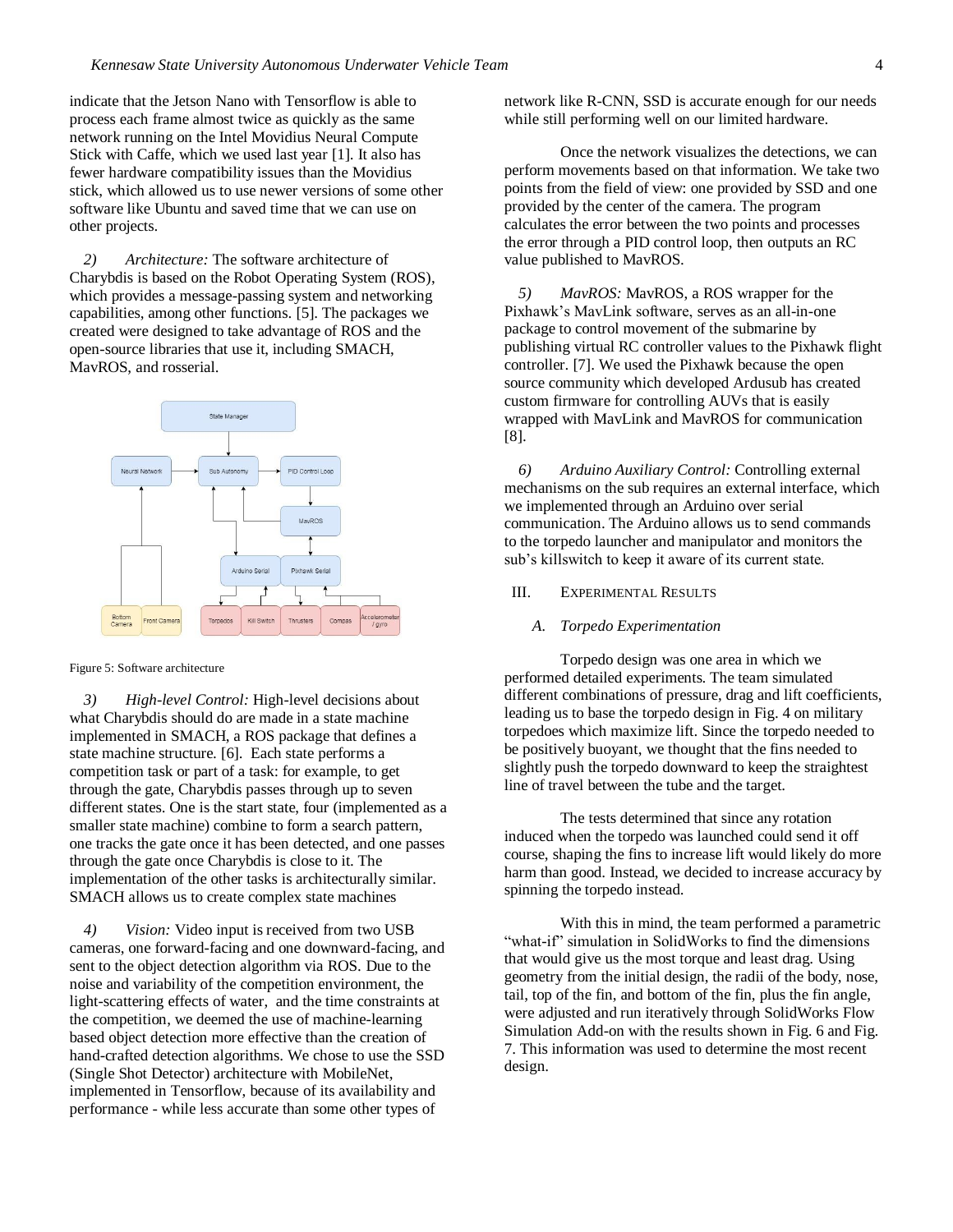indicate that the Jetson Nano with Tensorflow is able to process each frame almost twice as quickly as the same network running on the Intel Movidius Neural Compute Stick with Caffe, which we used last year [1]. It also has fewer hardware compatibility issues than the Movidius stick, which allowed us to use newer versions of some other software like Ubuntu and saved time that we can use on other projects.

*2) Architecture:* The software architecture of Charybdis is based on the Robot Operating System (ROS), which provides a message-passing system and networking capabilities, among other functions. [5]. The packages we created were designed to take advantage of ROS and the open-source libraries that use it, including SMACH, MavROS, and rosserial.

Figure 5: Software architecture

*3) High-level Control:* High-level decisions about what Charybdis should do are made in a state machine implemented in SMACH, a ROS package that defines a state machine structure. [6]. Each state performs a competition task or part of a task: for example, to get through the gate, Charybdis passes through up to seven different states. One is the start state, four (implemented as a smaller state machine) combine to form a search pattern, one tracks the gate once it has been detected, and one passes through the gate once Charybdis is close to it. The implementation of the other tasks is architecturally similar. SMACH allows us to create complex state machines

*4) Vision:* Video input is received from two USB cameras, one forward-facing and one downward-facing, and sent to the object detection algorithm via ROS. Due to the noise and variability of the competition environment, the light-scattering effects of water, and the time constraints at the competition, we deemed the use of machine-learning based object detection more effective than the creation of hand-crafted detection algorithms. We chose to use the SSD (Single Shot Detector) architecture with MobileNet, implemented in Tensorflow, because of its availability and performance - while less accurate than some other types of network like R-CNN, SSD is accurate enough for our needs while still performing well on our limited hardware.

Once the network visualizes the detections, we can perform movements based on that information. We take two points from the field of view: one provided by SSD and one provided by the center of the camera. The program calculates the error between the two points and processes the error through a PID control loop, then outputs an RC value published to MavROS.

*5) MavROS:* MavROS, a ROS wrapper for the Pixhawk's MavLink software, serves as an all-in-one package to control movement of the submarine by publishing virtual RC controller values to the Pixhawk flight controller. [7]. We used the Pixhawk because the open source community which developed Ardusub has created custom firmware for controlling AUVs that is easily wrapped with MavLink and MavROS for communication [8].

*6) Arduino Auxiliary Control:* Controlling external mechanisms on the sub requires an external interface, which we implemented through an Arduino over serial communication. The Arduino allows us to send commands to the torpedo launcher and manipulator and monitors the sub's killswitch to keep it aware of its current state.

## III. Experimental Results

### *A. Torpedo Experimentation*

Torpedo design was one area in which we performed detailed experiments. The team simulated different combinations of pressure, drag and lift coefficients, leading us to base the torpedo design in Fig. 4 on military torpedoes which maximize lift. Since the torpedo needed to be positively buoyant, we thought that the fins needed to slightly push the torpedo downward to keep the straightest line of travel between the tube and the target.

The tests determined that since any rotation induced when the torpedo was launched could send it off course, shaping the fins to increase lift would likely do more harm than good. Instead, we decided to increase accuracy by spinning the torpedo instead.

With this in mind, the team performed a parametric "what-if" simulation in SolidWorks to find the dimensions that would give us the most torque and least drag. Using geometry from the initial design, the radii of the body, nose, tail, top of the fin, and bottom of the fin, plus the fin angle, were adjusted and run iteratively through SolidWorks Flow Simulation Add-on with the results shown in Fig. 6 and Fig. 7. This information was used to determine the most recent design.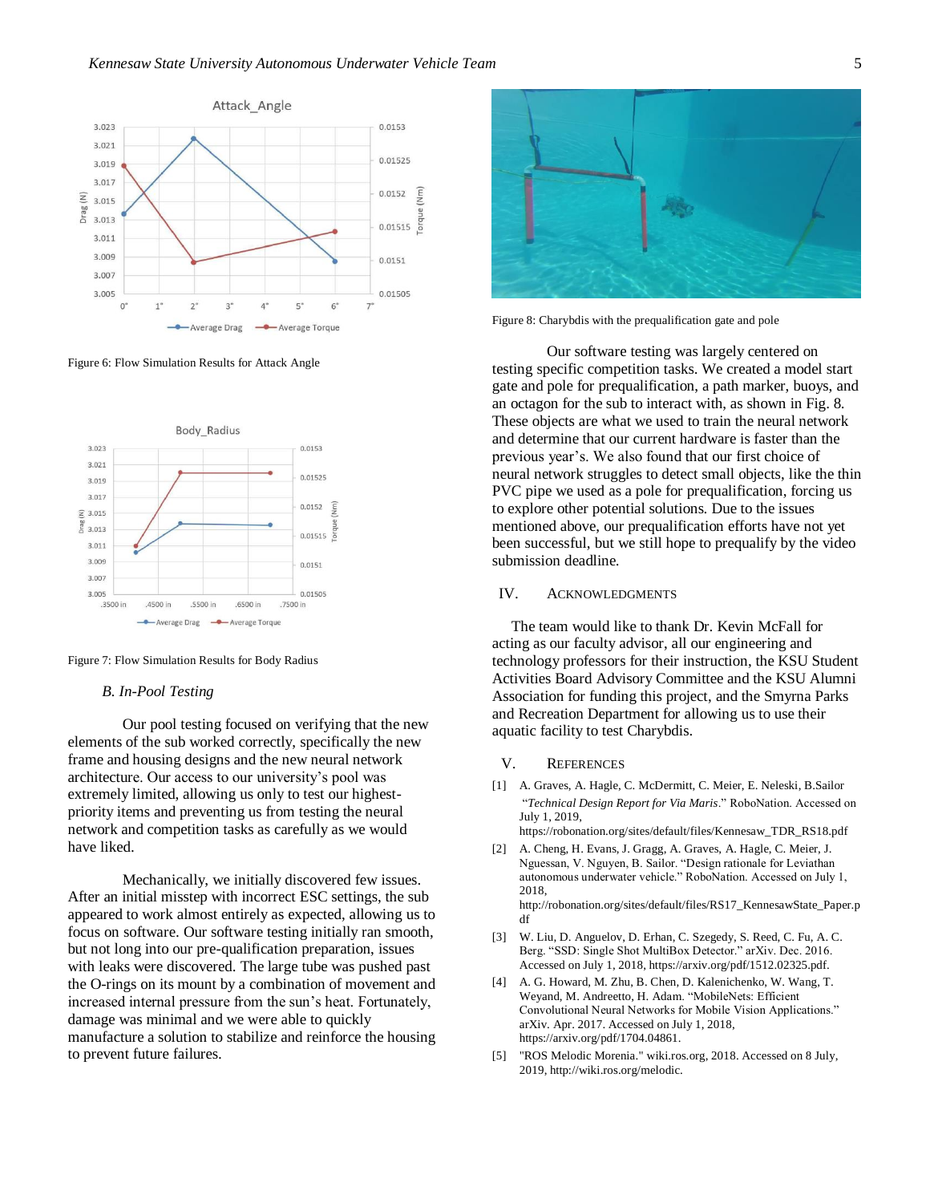Figure 6: Flow Simulation Results for Attack Angle

Figure 7: Flow Simulation Results for Body Radius

### *B. In-Pool Testing*

Our pool testing focused on verifying that the new elements of the sub worked correctly, specifically the new frame and housing designs and the new neural network architecture. Our access to our university's pool was extremely limited, allowing us only to test our highest-priority items and preventing us from testing the neural network and competition tasks as carefully as we would have liked.

Mechanically, we initially discovered few issues. After an initial misstep with incorrect ESC settings, the sub appeared to work almost entirely as expected, allowing us to focus on software. Our software testing initially ran smooth, but not long into our pre-qualification preparation, issues with leaks were discovered. The large tube was pushed past the O-rings on its mount by a combination of movement and increased internal pressure from the sun's heat. Fortunately, damage was minimal and we were able to quickly manufacture a solution to stabilize and reinforce the housing to prevent future failures.

Figure 8: Charybdis with the prequalification gate and pole

Our software testing was largely centered on testing specific competition tasks. We created a model start gate and pole for prequalification, a path marker, buoys, and an octagon for the sub to interact with, as shown in Fig. 8. These objects are what we used to train the neural network and determine that our current hardware is faster than the previous year's. We also found that our first choice of neural network struggles to detect small objects, like the thin PVC pipe we used as a pole for prequalification, forcing us to explore other potential solutions. Due to the issues mentioned above, our prequalification efforts have not yet been successful, but we still hope to prequalify by the video submission deadline.

## IV. ACKNOWLEDGMENTS

The team would like to thank Dr. Kevin McFall for acting as our faculty advisor, all our engineering and technology professors for their instruction, the KSU Student Activities Board Advisory Committee and the KSU Alumni Association for funding this project, and the Smyrna Parks and Recreation Department for allowing us to use their aquatic facility to test Charybdis.

## V. REFERENCES

[1] A. Graves, A. Hagle, C. McDermitt, C. Meier, E. Neleski, B.Sailor "*Technical Design Report for Via Maris*." RoboNation. Accessed on July 1, 2019, https://robonation.org/sites/default/files/Kennesaw_TDR_RS18.pdf

[2] A. Cheng, H. Evans, J. Gragg, A. Graves, A. Hagle, C. Meier, J. Nguessan, V. Nguyen, B. Sailor. "Design rationale for Leviathan autonomous underwater vehicle." RoboNation. Accessed on July 1, 2018, http://robonation.org/sites/default/files/RS17_KennesawState_Paper.pdf

[3] W. Liu, D. Anguelov, D. Erhan, C. Szegedy, S. Reed, C. Fu, A. C. Berg. "SSD: Single Shot MultiBox Detector." arXiv. Dec. 2016. Accessed on July 1, 2018, https://arxiv.org/pdf/1512.02325.pdf.

[4] A. G. Howard, M. Zhu, B. Chen, D. Kalenichenko, W. Wang, T. Weyand, M. Andreetto, H. Adam. "MobileNets: Efficient Convolutional Neural Networks for Mobile Vision Applications." arXiv. Apr. 2017. Accessed on July 1, 2018, https://arxiv.org/pdf/1704.04861.

[5] "ROS Melodic Morenia." wiki.ros.org, 2018. Accessed on 8 July, 2019, http://wiki.ros.org/melodic.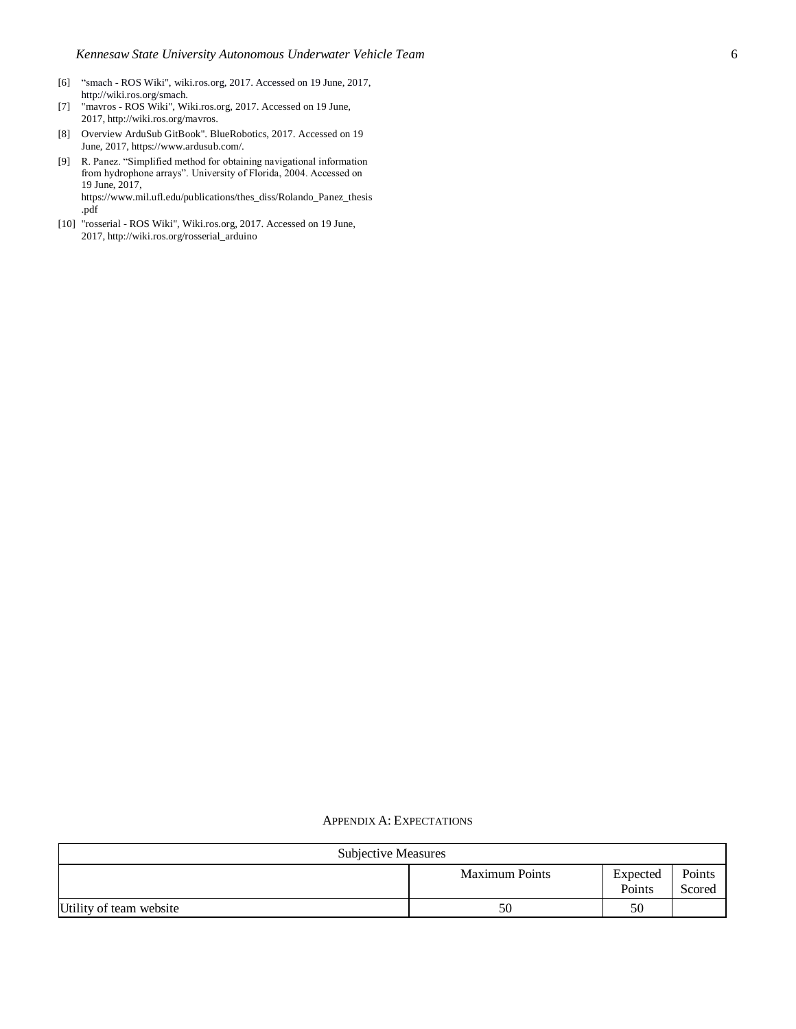[6] "smach - ROS Wiki", wiki.ros.org, 2017. Accessed on 19 June, 2017, http://wiki.ros.org/smach.

[7] "mavros - ROS Wiki", Wiki.ros.org, 2017. Accessed on 19 June, 2017, http://wiki.ros.org/mavros.

[8] Overview ArduSub GitBook". BlueRobotics, 2017. Accessed on 19 June, 2017, https://www.ardusub.com/.

[9] R. Panez. "Simplified method for obtaining navigational information from hydrophone arrays". University of Florida, 2004. Accessed on 19 June, 2017, https://www.mil.ufl.edu/publications/thes_diss/Rolando_Panez_thesis.pdf

[10] "rosserial - ROS Wiki", Wiki.ros.org, 2017. Accessed on 19 June, 2017, http://wiki.ros.org/rosserial_arduino

## Appendix A: Expectations

| Subjective Measures | | | |
|---|---|---|---|
| | Maximum Points | Expected Points | Points Scored |
| Utility of team website | 50 | 50 | |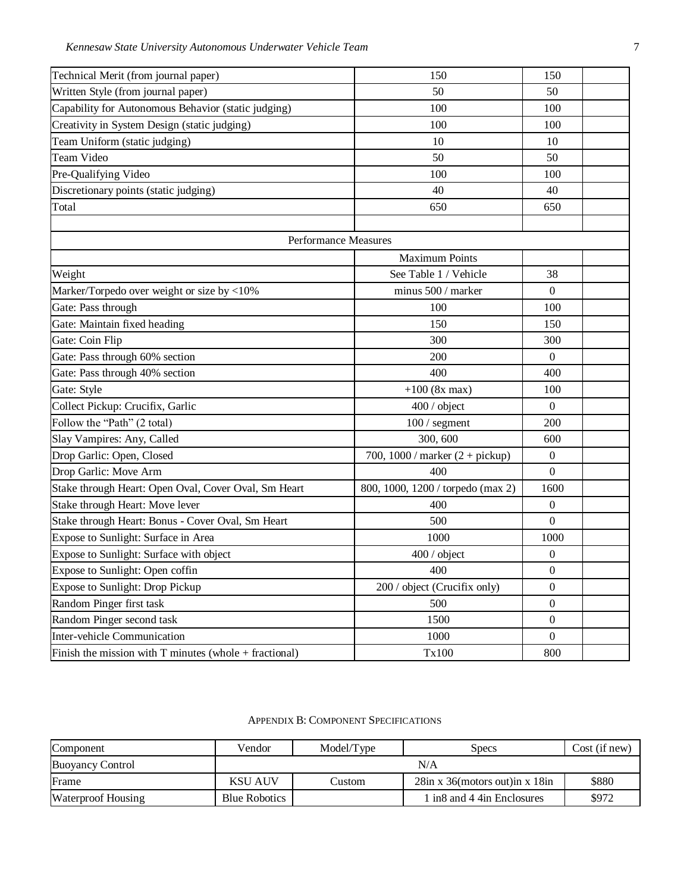| | | | |
|---|---|---|---|
| Technical Merit (from journal paper) | 150 | 150 | |
| Written Style (from journal paper) | 50 | 50 | |
| Capability for Autonomous Behavior (static judging) | 100 | 100 | |
| Creativity in System Design (static judging) | 100 | 100 | |
| Team Uniform (static judging) | 10 | 10 | |
| Team Video | 50 | 50 | |
| Pre-Qualifying Video | 100 | 100 | |
| Discretionary points (static judging) | 40 | 40 | |
| Total | 650 | 650 | |
| | | | |
| Performance Measures | | | |
| | Maximum Points | | |
| Weight | See Table 1 / Vehicle | 38 | |
| Marker/Torpedo over weight or size by <10% | minus 500 / marker | 0 | |
| Gate: Pass through | 100 | 100 | |
| Gate: Maintain fixed heading | 150 | 150 | |
| Gate: Coin Flip | 300 | 300 | |
| Gate: Pass through 60% section | 200 | 0 | |
| Gate: Pass through 40% section | 400 | 400 | |
| Gate: Style | +100 (8x max) | 100 | |
| Collect Pickup: Crucifix, Garlic | 400 / object | 0 | |
| Follow the "Path" (2 total) | 100 / segment | 200 | |
| Slay Vampires: Any, Called | 300, 600 | 600 | |
| Drop Garlic: Open, Closed | 700, 1000 / marker (2 + pickup) | 0 | |
| Drop Garlic: Move Arm | 400 | 0 | |
| Stake through Heart: Open Oval, Cover Oval, Sm Heart | 800, 1000, 1200 / torpedo (max 2) | 1600 | |
| Stake through Heart: Move lever | 400 | 0 | |
| Stake through Heart: Bonus - Cover Oval, Sm Heart | 500 | 0 | |
| Expose to Sunlight: Surface in Area | 1000 | 1000 | |
| Expose to Sunlight: Surface with object | 400 / object | 0 | |
| Expose to Sunlight: Open coffin | 400 | 0 | |
| Expose to Sunlight: Drop Pickup | 200 / object (Crucifix only) | 0 | |
| Random Pinger first task | 500 | 0 | |
| Random Pinger second task | 1500 | 0 | |
| Inter-vehicle Communication | 1000 | 0 | |
| Finish the mission with T minutes (whole + fractional) | Tx100 | 800 | |

## Appendix B: Component Specifications

| Component | Vendor | Model/Type | Specs | Cost (if new) |
|---|---|---|---|---|
| Buoyancy Control | N/A | | | |
| Frame | KSU AUV | Custom | 28in x 36(motors out)in x 18in | $880 |
| Waterproof Housing | Blue Robotics | | 1 in8 and 4 4in Enclosures | $972 |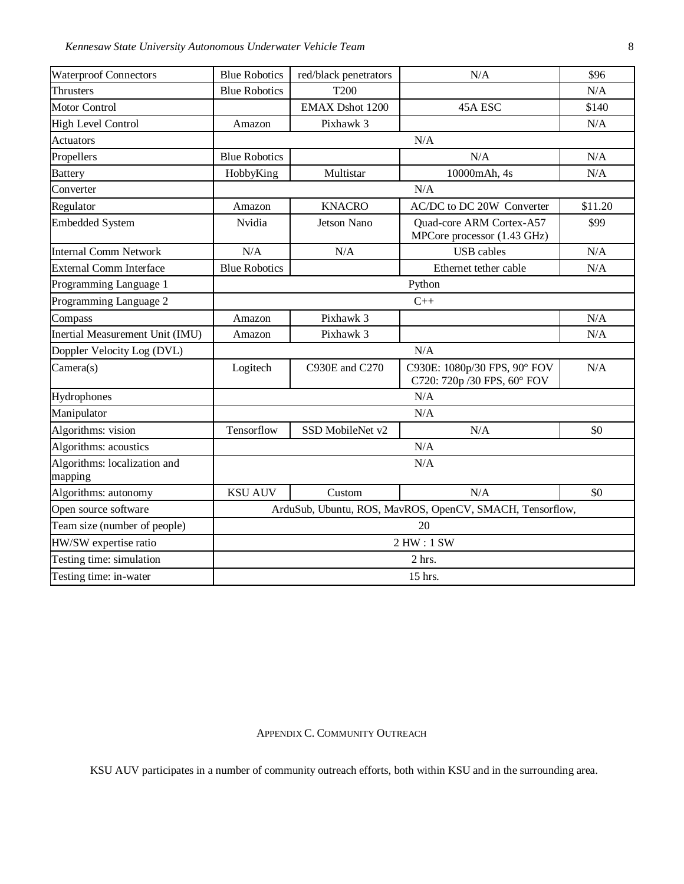| | | | | |
|---|---|---|---|---|
| Waterproof Connectors | Blue Robotics | red/black penetrators | N/A | $96 |
| Thrusters | Blue Robotics | T200 | | N/A |
| Motor Control | | EMAX Dshot 1200 | 45A ESC | $140 |
| High Level Control | Amazon | Pixhawk 3 | | N/A |
| Actuators | N/A | | | |
| Propellers | Blue Robotics | | N/A | N/A |
| Battery | HobbyKing | Multistar | 10000mAh, 4s | N/A |
| Converter | N/A | | | |
| Regulator | Amazon | KNACRO | AC/DC to DC 20W Converter | $11.20 |
| Embedded System | Nvidia | Jetson Nano | Quad-core ARM Cortex-A57 MPCore processor (1.43 GHz) | $99 |
| Internal Comm Network | N/A | N/A | USB cables | N/A |
| External Comm Interface | Blue Robotics | | Ethernet tether cable | N/A |
| Programming Language 1 | Python | | | |
| Programming Language 2 | C++ | | | |
| Compass | Amazon | Pixhawk 3 | | N/A |
| Inertial Measurement Unit (IMU) | Amazon | Pixhawk 3 | | N/A |
| Doppler Velocity Log (DVL) | N/A | | | |
| Camera(s) | Logitech | C930E and C270 | C930E: 1080p/30 FPS, 90° FOV C720: 720p /30 FPS, 60° FOV | N/A |
| Hydrophones | N/A | | | |
| Manipulator | N/A | | | |
| Algorithms: vision | Tensorflow | SSD MobileNet v2 | N/A | $0 |
| Algorithms: acoustics | N/A | | | |
| Algorithms: localization and mapping | N/A | | | |
| Algorithms: autonomy | KSU AUV | Custom | N/A | $0 |
| Open source software | ArduSub, Ubuntu, ROS, MavROS, OpenCV, SMACH, Tensorflow, | | | |
| Team size (number of people) | 20 | | | |
| HW/SW expertise ratio | 2 HW : 1 SW | | | |
| Testing time: simulation | 2 hrs. | | | |
| Testing time: in-water | 15 hrs. | | | |

## Appendix C. Community Outreach

KSU AUV participates in a number of community outreach efforts, both within KSU and in the surrounding area.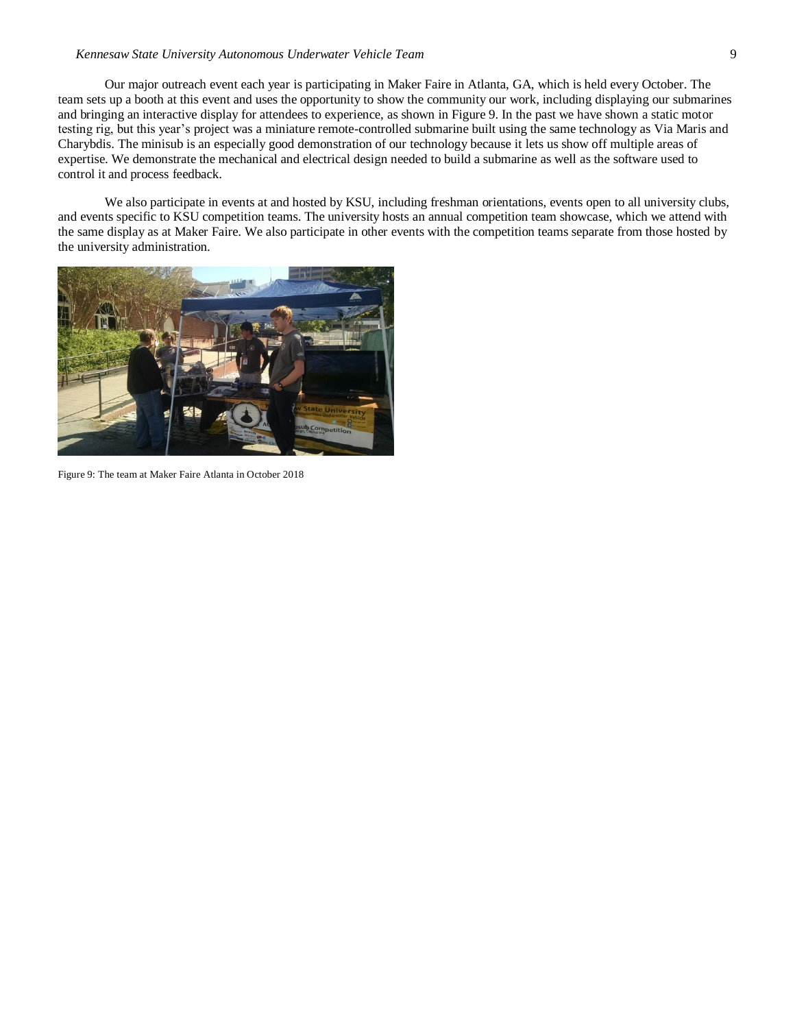Our major outreach event each year is participating in Maker Faire in Atlanta, GA, which is held every October. The team sets up a booth at this event and uses the opportunity to show the community our work, including displaying our submarines and bringing an interactive display for attendees to experience, as shown in Figure 9. In the past we have shown a static motor testing rig, but this year's project was a miniature remote-controlled submarine built using the same technology as Via Maris and Charybdis. The minisub is an especially good demonstration of our technology because it lets us show off multiple areas of expertise. We demonstrate the mechanical and electrical design needed to build a submarine as well as the software used to control it and process feedback.

We also participate in events at and hosted by KSU, including freshman orientations, events open to all university clubs, and events specific to KSU competition teams. The university hosts an annual competition team showcase, which we attend with the same display as at Maker Faire. We also participate in other events with the competition teams separate from those hosted by the university administration.

Figure 9: The team at Maker Faire Atlanta in October 2018